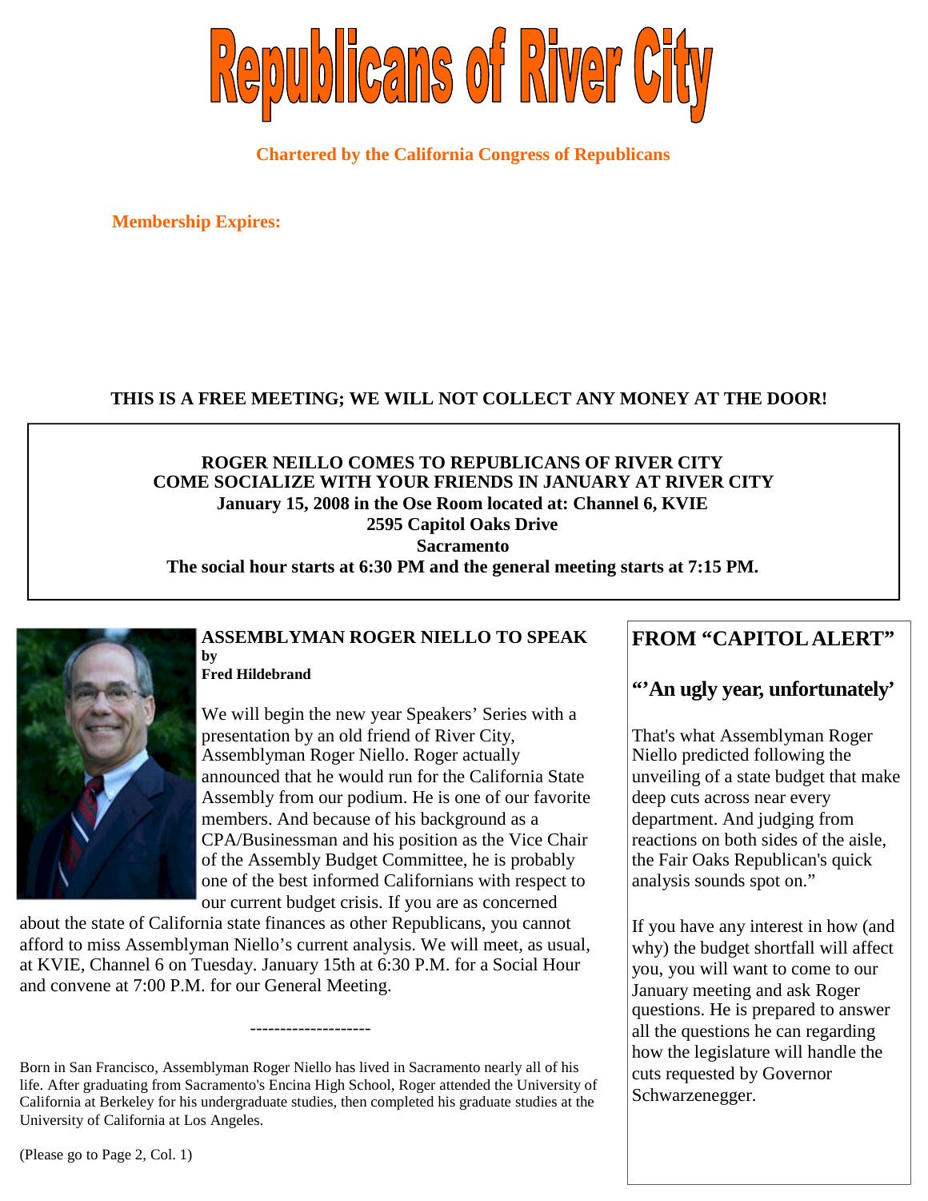# Republicans of River City

**Chartered by the California Congress of Republicans**

**Membership Expires:**

**THIS IS A FREE MEETING; WE WILL NOT COLLECT ANY MONEY AT THE DOOR!**

**ROGER NEILLO COMES TO REPUBLICANS OF RIVER CITY**
**COME SOCIALIZE WITH YOUR FRIENDS IN JANUARY AT RIVER CITY**
**January 15, 2008 in the Ose Room located at: Channel 6, KVIE**
**2595 Capitol Oaks Drive**
**Sacramento**
**The social hour starts at 6:30 PM and the general meeting starts at 7:15 PM.**

### ASSEMBLYMAN ROGER NIELLO TO SPEAK

**by**
**Fred Hildebrand**

We will begin the new year Speakers' Series with a presentation by an old friend of River City, Assemblyman Roger Niello. Roger actually announced that he would run for the California State Assembly from our podium. He is one of our favorite members. And because of his background as a CPA/Businessman and his position as the Vice Chair of the Assembly Budget Committee, he is probably one of the best informed Californians with respect to our current budget crisis. If you are as concerned about the state of California state finances as other Republicans, you cannot afford to miss Assemblyman Niello's current analysis. We will meet, as usual, at KVIE, Channel 6 on Tuesday. January 15th at 6:30 P.M. for a Social Hour and convene at 7:00 P.M. for our General Meeting.

--------------------

Born in San Francisco, Assemblyman Roger Niello has lived in Sacramento nearly all of his life. After graduating from Sacramento's Encina High School, Roger attended the University of California at Berkeley for his undergraduate studies, then completed his graduate studies at the University of California at Los Angeles.

(Please go to Page 2, Col. 1)

## FROM "CAPITOL ALERT"

### "'An ugly year, unfortunately'

That's what Assemblyman Roger Niello predicted following the unveiling of a state budget that make deep cuts across near every department. And judging from reactions on both sides of the aisle, the Fair Oaks Republican's quick analysis sounds spot on."

If you have any interest in how (and why) the budget shortfall will affect you, you will want to come to our January meeting and ask Roger questions. He is prepared to answer all the questions he can regarding how the legislature will handle the cuts requested by Governor Schwarzenegger.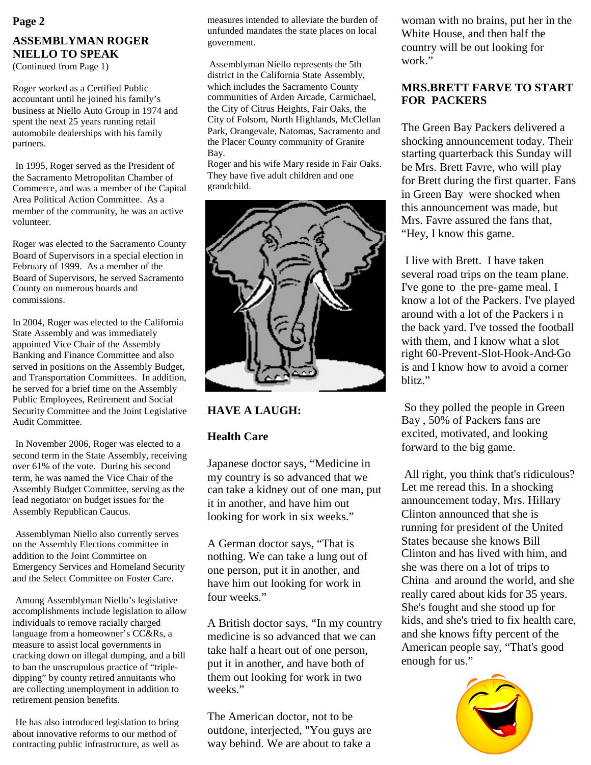## ASSEMBLYMAN ROGER NIELLO TO SPEAK

(Continued from Page 1)

Roger worked as a Certified Public accountant until he joined his family's business at Niello Auto Group in 1974 and spent the next 25 years running retail automobile dealerships with his family partners.

In 1995, Roger served as the President of the Sacramento Metropolitan Chamber of Commerce, and was a member of the Capital Area Political Action Committee. As a member of the community, he was an active volunteer.

Roger was elected to the Sacramento County Board of Supervisors in a special election in February of 1999. As a member of the Board of Supervisors, he served Sacramento County on numerous boards and commissions.

In 2004, Roger was elected to the California State Assembly and was immediately appointed Vice Chair of the Assembly Banking and Finance Committee and also served in positions on the Assembly Budget, and Transportation Committees. In addition, he served for a brief time on the Assembly Public Employees, Retirement and Social Security Committee and the Joint Legislative Audit Committee.

In November 2006, Roger was elected to a second term in the State Assembly, receiving over 61% of the vote. During his second term, he was named the Vice Chair of the Assembly Budget Committee, serving as the lead negotiator on budget issues for the Assembly Republican Caucus.

Assemblyman Niello also currently serves on the Assembly Elections committee in addition to the Joint Committee on Emergency Services and Homeland Security and the Select Committee on Foster Care.

Among Assemblyman Niello's legislative accomplishments include legislation to allow individuals to remove racially charged language from a homeowner's CC&Rs, a measure to assist local governments in cracking down on illegal dumping, and a bill to ban the unscrupulous practice of "triple-dipping" by county retired annuitants who are collecting unemployment in addition to retirement pension benefits.

He has also introduced legislation to bring about innovative reforms to our method of contracting public infrastructure, as well as measures intended to alleviate the burden of unfunded mandates the state places on local government.

Assemblyman Niello represents the 5th district in the California State Assembly, which includes the Sacramento County communities of Arden Arcade, Carmichael, the City of Citrus Heights, Fair Oaks, the City of Folsom, North Highlands, McClellan Park, Orangevale, Natomas, Sacramento and the Placer County community of Granite Bay.

Roger and his wife Mary reside in Fair Oaks. They have five adult children and one grandchild.

## HAVE A LAUGH:

### Health Care

Japanese doctor says, "Medicine in my country is so advanced that we can take a kidney out of one man, put it in another, and have him out looking for work in six weeks."

A German doctor says, "That is nothing. We can take a lung out of one person, put it in another, and have him out looking for work in four weeks."

A British doctor says, "In my country medicine is so advanced that we can take half a heart out of one person, put it in another, and have both of them out looking for work in two weeks."

The American doctor, not to be outdone, interjected, "You guys are way behind. We are about to take a woman with no brains, put her in the White House, and then half the country will be out looking for work."

## MRS.BRETT FARVE TO START FOR PACKERS

The Green Bay Packers delivered a shocking announcement today. Their starting quarterback this Sunday will be Mrs. Brett Favre, who will play for Brett during the first quarter. Fans in Green Bay were shocked when this announcement was made, but Mrs. Favre assured the fans that, "Hey, I know this game.

I live with Brett. I have taken several road trips on the team plane. I've gone to the pre-game meal. I know a lot of the Packers. I've played around with a lot of the Packers i n the back yard. I've tossed the football with them, and I know what a slot right 60-Prevent-Slot-Hook-And-Go is and I know how to avoid a corner blitz."

So they polled the people in Green Bay , 50% of Packers fans are excited, motivated, and looking forward to the big game.

All right, you think that's ridiculous? Let me reread this. In a shocking announcement today, Mrs. Hillary Clinton announced that she is running for president of the United States because she knows Bill Clinton and has lived with him, and she was there on a lot of trips to China and around the world, and she really cared about kids for 35 years. She's fought and she stood up for kids, and she's tried to fix health care, and she knows fifty percent of the American people say, "That's good enough for us."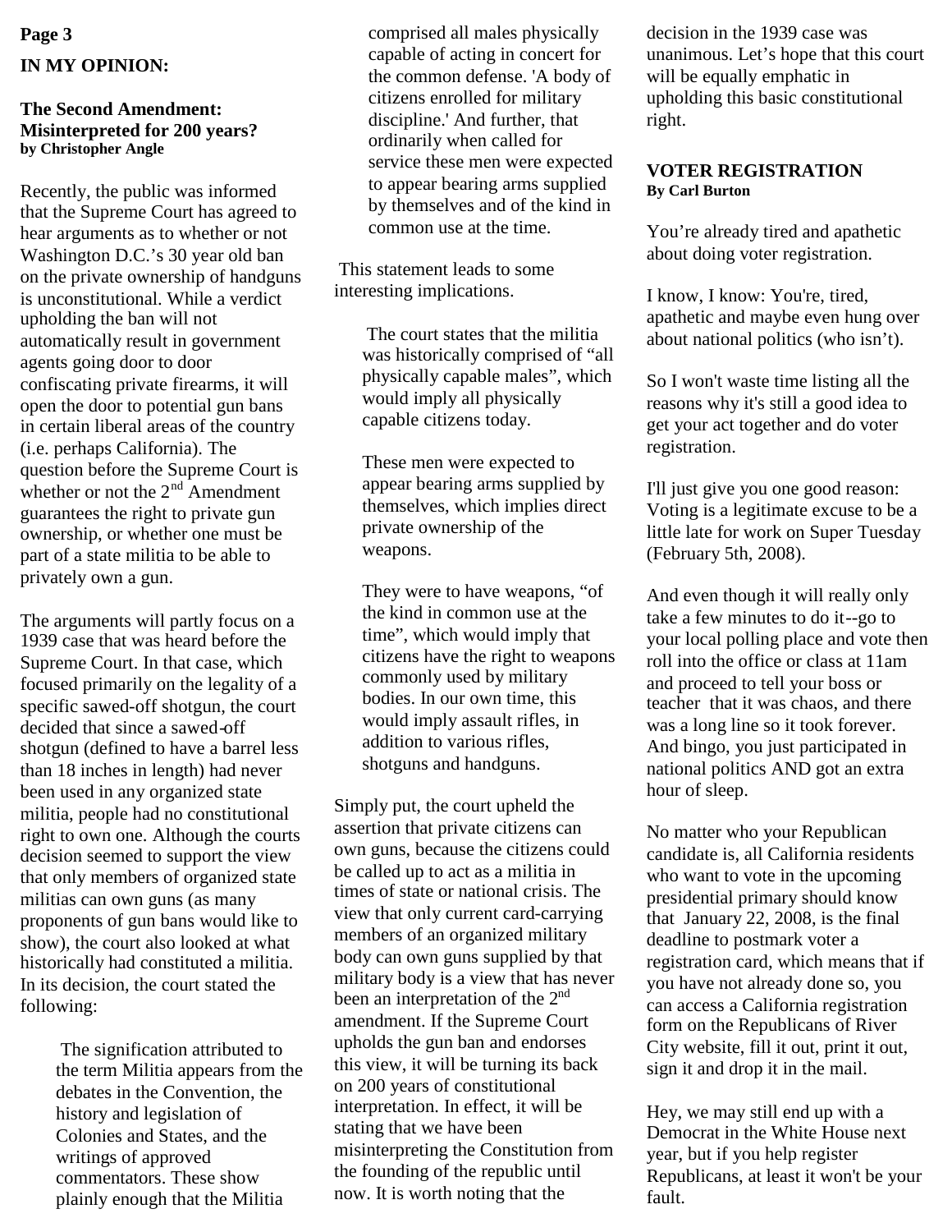## IN MY OPINION:

### The Second Amendment: Misinterpreted for 200 years?

**by Christopher Angle**

Recently, the public was informed that the Supreme Court has agreed to hear arguments as to whether or not Washington D.C.'s 30 year old ban on the private ownership of handguns is unconstitutional. While a verdict upholding the ban will not automatically result in government agents going door to door confiscating private firearms, it will open the door to potential gun bans in certain liberal areas of the country (i.e. perhaps California). The question before the Supreme Court is whether or not the 2nd Amendment guarantees the right to private gun ownership, or whether one must be part of a state militia to be able to privately own a gun.

The arguments will partly focus on a 1939 case that was heard before the Supreme Court. In that case, which focused primarily on the legality of a specific sawed-off shotgun, the court decided that since a sawed-off shotgun (defined to have a barrel less than 18 inches in length) had never been used in any organized state militia, people had no constitutional right to own one. Although the courts decision seemed to support the view that only members of organized state militias can own guns (as many proponents of gun bans would like to show), the court also looked at what historically had constituted a militia. In its decision, the court stated the following:

> The signification attributed to the term Militia appears from the debates in the Convention, the history and legislation of Colonies and States, and the writings of approved commentators. These show plainly enough that the Militia comprised all males physically capable of acting in concert for the common defense. 'A body of citizens enrolled for military discipline.' And further, that ordinarily when called for service these men were expected to appear bearing arms supplied by themselves and of the kind in common use at the time.

This statement leads to some interesting implications.

> The court states that the militia was historically comprised of "all physically capable males", which would imply all physically capable citizens today.
>
> These men were expected to appear bearing arms supplied by themselves, which implies direct private ownership of the weapons.
>
> They were to have weapons, "of the kind in common use at the time", which would imply that citizens have the right to weapons commonly used by military bodies. In our own time, this would imply assault rifles, in addition to various rifles, shotguns and handguns.

Simply put, the court upheld the assertion that private citizens can own guns, because the citizens could be called up to act as a militia in times of state or national crisis. The view that only current card-carrying members of an organized military body can own guns supplied by that military body is a view that has never been an interpretation of the 2nd amendment. If the Supreme Court upholds the gun ban and endorses this view, it will be turning its back on 200 years of constitutional interpretation. In effect, it will be stating that we have been misinterpreting the Constitution from the founding of the republic until now. It is worth noting that the decision in the 1939 case was unanimous. Let's hope that this court will be equally emphatic in upholding this basic constitutional right.

### VOTER REGISTRATION

**By Carl Burton**

You're already tired and apathetic about doing voter registration.

I know, I know: You're, tired, apathetic and maybe even hung over about national politics (who isn't).

So I won't waste time listing all the reasons why it's still a good idea to get your act together and do voter registration.

I'll just give you one good reason: Voting is a legitimate excuse to be a little late for work on Super Tuesday (February 5th, 2008).

And even though it will really only take a few minutes to do it--go to your local polling place and vote then roll into the office or class at 11am and proceed to tell your boss or teacher that it was chaos, and there was a long line so it took forever. And bingo, you just participated in national politics AND got an extra hour of sleep.

No matter who your Republican candidate is, all California residents who want to vote in the upcoming presidential primary should know that January 22, 2008, is the final deadline to postmark voter a registration card, which means that if you have not already done so, you can access a California registration form on the Republicans of River City website, fill it out, print it out, sign it and drop it in the mail.

Hey, we may still end up with a Democrat in the White House next year, but if you help register Republicans, at least it won't be your fault.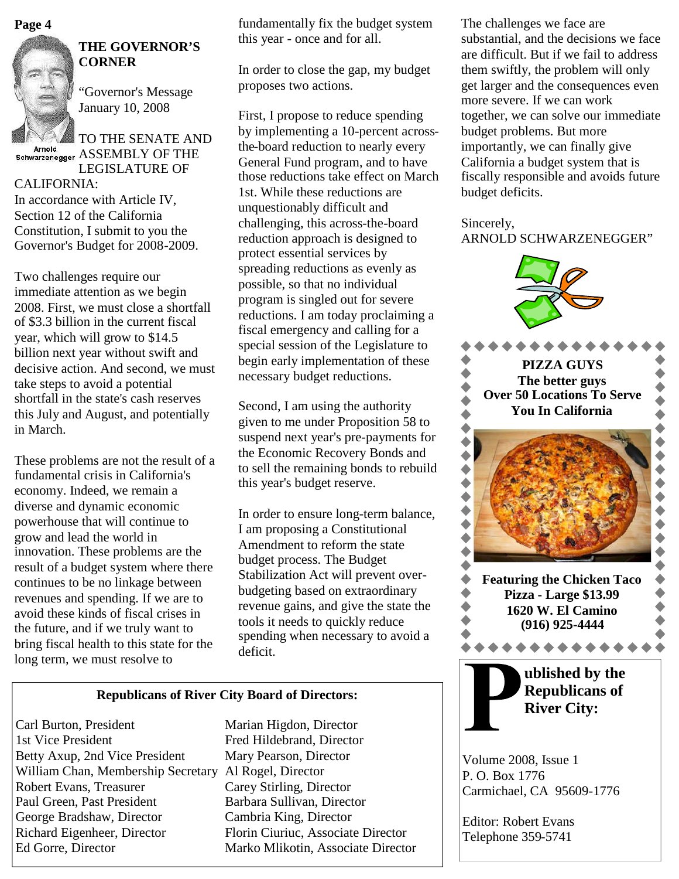## THE GOVERNOR'S CORNER

Arnold Schwarzenegger

"Governor's Message
January 10, 2008

TO THE SENATE AND ASSEMBLY OF THE LEGISLATURE OF CALIFORNIA:

In accordance with Article IV, Section 12 of the California Constitution, I submit to you the Governor's Budget for 2008-2009.

Two challenges require our immediate attention as we begin 2008. First, we must close a shortfall of $3.3 billion in the current fiscal year, which will grow to $14.5 billion next year without swift and decisive action. And second, we must take steps to avoid a potential shortfall in the state's cash reserves this July and August, and potentially in March.

These problems are not the result of a fundamental crisis in California's economy. Indeed, we remain a diverse and dynamic economic powerhouse that will continue to grow and lead the world in innovation. These problems are the result of a budget system where there continues to be no linkage between revenues and spending. If we are to avoid these kinds of fiscal crises in the future, and if we truly want to bring fiscal health to this state for the long term, we must resolve to fundamentally fix the budget system this year - once and for all.

In order to close the gap, my budget proposes two actions.

First, I propose to reduce spending by implementing a 10-percent across-the-board reduction to nearly every General Fund program, and to have those reductions take effect on March 1st. While these reductions are unquestionably difficult and challenging, this across-the-board reduction approach is designed to protect essential services by spreading reductions as evenly as possible, so that no individual program is singled out for severe reductions. I am today proclaiming a fiscal emergency and calling for a special session of the Legislature to begin early implementation of these necessary budget reductions.

Second, I am using the authority given to me under Proposition 58 to suspend next year's pre-payments for the Economic Recovery Bonds and to sell the remaining bonds to rebuild this year's budget reserve.

In order to ensure long-term balance, I am proposing a Constitutional Amendment to reform the state budget process. The Budget Stabilization Act will prevent over-budgeting based on extraordinary revenue gains, and give the state the tools it needs to quickly reduce spending when necessary to avoid a deficit.

The challenges we face are substantial, and the decisions we face are difficult. But if we fail to address them swiftly, the problem will only get larger and the consequences even more severe. If we can work together, we can solve our immediate budget problems. But more importantly, we can finally give California a budget system that is fiscally responsible and avoids future budget deficits.

Sincerely,
ARNOLD SCHWARZENEGGER"

**PIZZA GUYS**
**The better guys**
**Over 50 Locations To Serve You In California**

**Featuring the Chicken Taco Pizza - Large $13.99**
**1620 W. El Camino**
**(916) 925-4444**

**Republicans of River City Board of Directors:**

Carl Burton, President
1st Vice President
Betty Axup, 2nd Vice President
William Chan, Membership Secretary
Robert Evans, Treasurer
Paul Green, Past President
George Bradshaw, Director
Richard Eigenheer, Director
Ed Gorre, Director
Marian Higdon, Director
Fred Hildebrand, Director
Mary Pearson, Director
Al Rogel, Director
Carey Stirling, Director
Barbara Sullivan, Director
Cambria King, Director
Florin Ciuriuc, Associate Director
Marko Mlikotin, Associate Director

**Published by the Republicans of River City:**

Volume 2008, Issue 1
P. O. Box 1776
Carmichael, CA 95609-1776

Editor: Robert Evans
Telephone 359-5741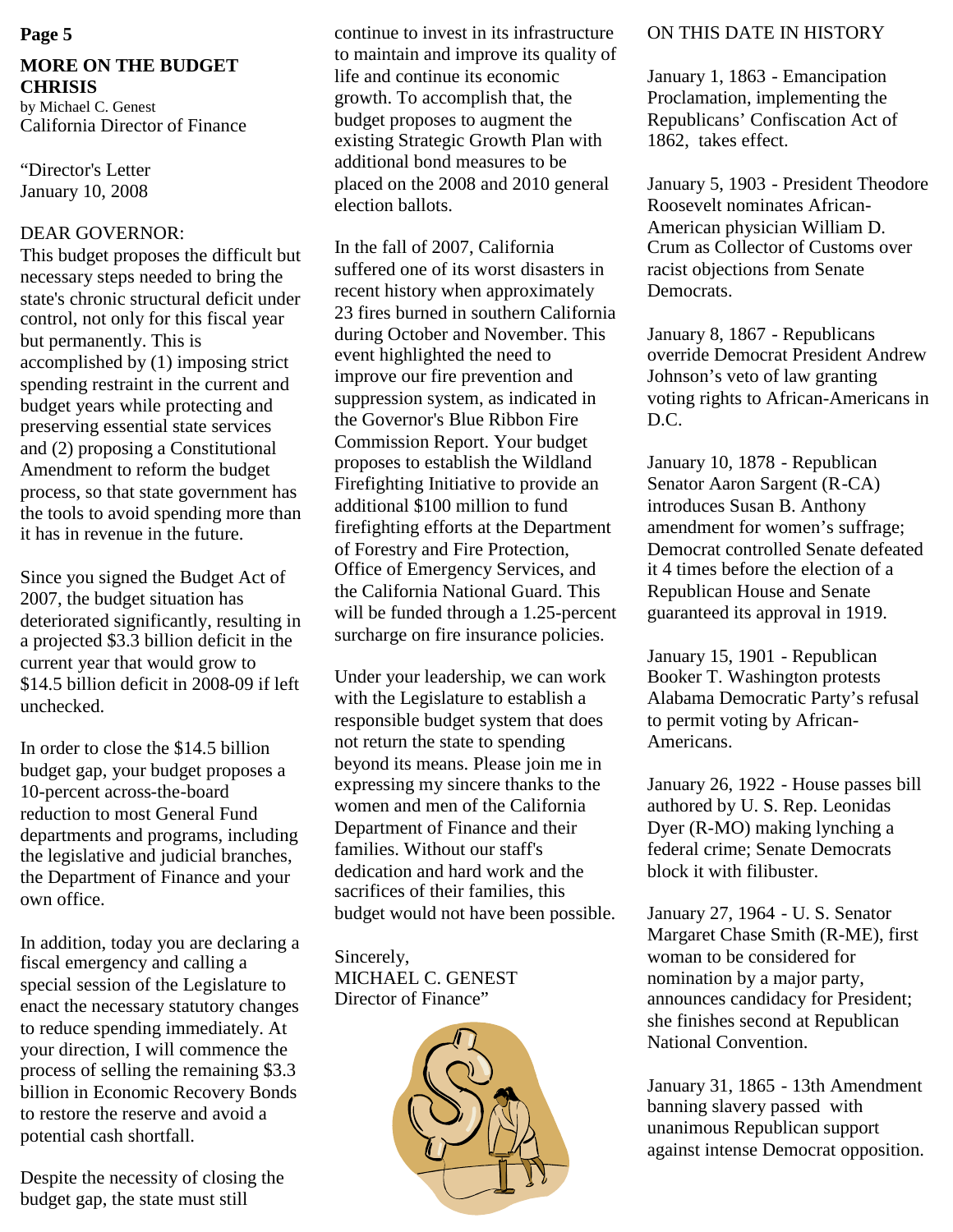## MORE ON THE BUDGET CHRISIS

by Michael C. Genest
California Director of Finance

"Director's Letter
January 10, 2008

DEAR GOVERNOR:
This budget proposes the difficult but necessary steps needed to bring the state's chronic structural deficit under control, not only for this fiscal year but permanently. This is accomplished by (1) imposing strict spending restraint in the current and budget years while protecting and preserving essential state services and (2) proposing a Constitutional Amendment to reform the budget process, so that state government has the tools to avoid spending more than it has in revenue in the future.

Since you signed the Budget Act of 2007, the budget situation has deteriorated significantly, resulting in a projected $3.3 billion deficit in the current year that would grow to $14.5 billion deficit in 2008-09 if left unchecked.

In order to close the $14.5 billion budget gap, your budget proposes a 10-percent across-the-board reduction to most General Fund departments and programs, including the legislative and judicial branches, the Department of Finance and your own office.

In addition, today you are declaring a fiscal emergency and calling a special session of the Legislature to enact the necessary statutory changes to reduce spending immediately. At your direction, I will commence the process of selling the remaining $3.3 billion in Economic Recovery Bonds to restore the reserve and avoid a potential cash shortfall.

Despite the necessity of closing the budget gap, the state must still continue to invest in its infrastructure to maintain and improve its quality of life and continue its economic growth. To accomplish that, the budget proposes to augment the existing Strategic Growth Plan with additional bond measures to be placed on the 2008 and 2010 general election ballots.

In the fall of 2007, California suffered one of its worst disasters in recent history when approximately 23 fires burned in southern California during October and November. This event highlighted the need to improve our fire prevention and suppression system, as indicated in the Governor's Blue Ribbon Fire Commission Report. Your budget proposes to establish the Wildland Firefighting Initiative to provide an additional $100 million to fund firefighting efforts at the Department of Forestry and Fire Protection, Office of Emergency Services, and the California National Guard. This will be funded through a 1.25-percent surcharge on fire insurance policies.

Under your leadership, we can work with the Legislature to establish a responsible budget system that does not return the state to spending beyond its means. Please join me in expressing my sincere thanks to the women and men of the California Department of Finance and their families. Without our staff's dedication and hard work and the sacrifices of their families, this budget would not have been possible.

Sincerely,
MICHAEL C. GENEST
Director of Finance"

## ON THIS DATE IN HISTORY

January 1, 1863 - Emancipation Proclamation, implementing the Republicans' Confiscation Act of 1862, takes effect.

January 5, 1903 - President Theodore Roosevelt nominates African-American physician William D. Crum as Collector of Customs over racist objections from Senate Democrats.

January 8, 1867 - Republicans override Democrat President Andrew Johnson's veto of law granting voting rights to African-Americans in D.C.

January 10, 1878 - Republican Senator Aaron Sargent (R-CA) introduces Susan B. Anthony amendment for women's suffrage; Democrat controlled Senate defeated it 4 times before the election of a Republican House and Senate guaranteed its approval in 1919.

January 15, 1901 - Republican Booker T. Washington protests Alabama Democratic Party's refusal to permit voting by African-Americans.

January 26, 1922 - House passes bill authored by U. S. Rep. Leonidas Dyer (R-MO) making lynching a federal crime; Senate Democrats block it with filibuster.

January 27, 1964 - U. S. Senator Margaret Chase Smith (R-ME), first woman to be considered for nomination by a major party, announces candidacy for President; she finishes second at Republican National Convention.

January 31, 1865 - 13th Amendment banning slavery passed with unanimous Republican support against intense Democrat opposition.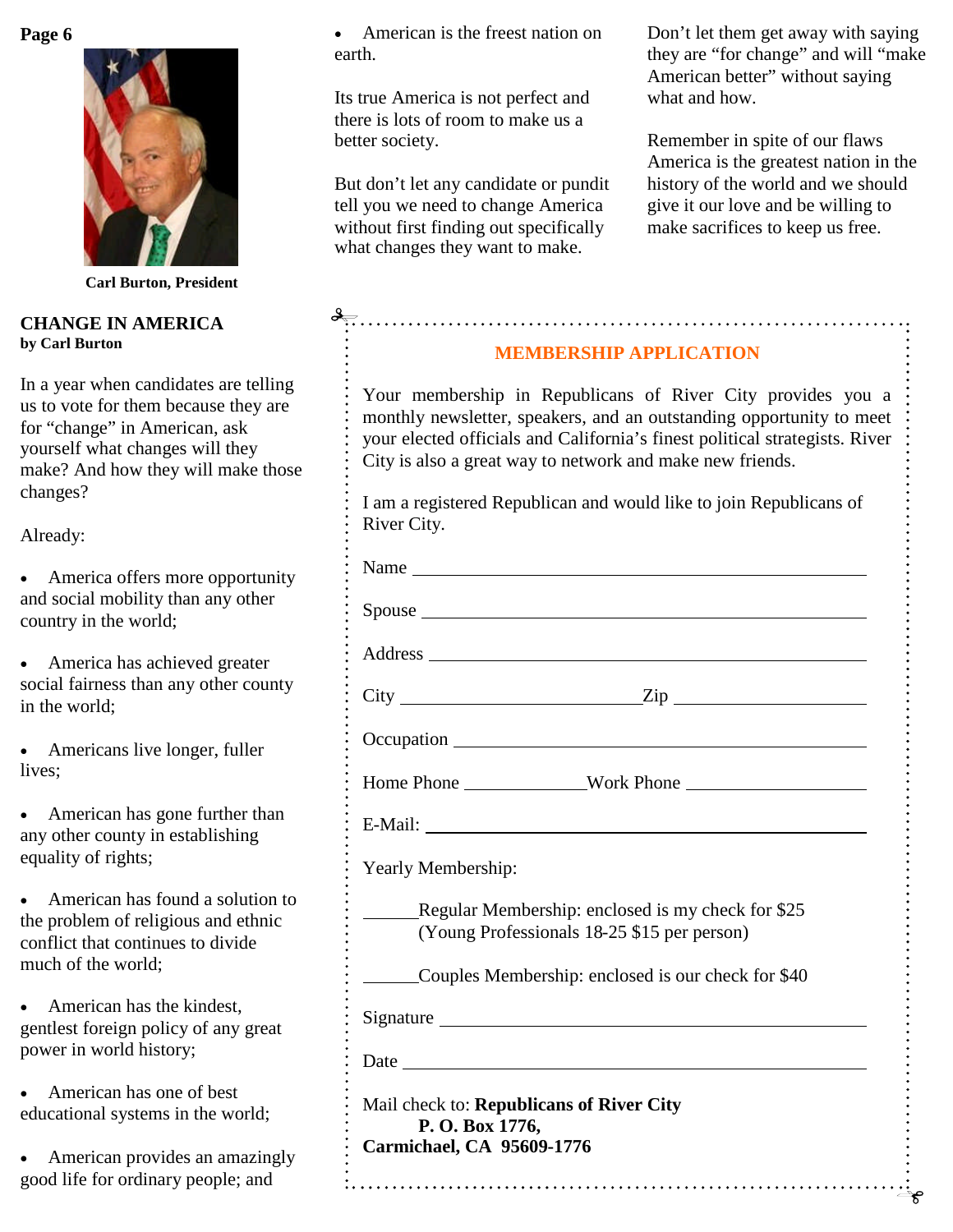Carl Burton, President

## CHANGE IN AMERICA

**by Carl Burton**

In a year when candidates are telling us to vote for them because they are for "change" in American, ask yourself what changes will they make? And how they will make those changes?

Already:

- America offers more opportunity and social mobility than any other country in the world;
- America has achieved greater social fairness than any other county in the world;
- Americans live longer, fuller lives;
- American has gone further than any other county in establishing equality of rights;
- American has found a solution to the problem of religious and ethnic conflict that continues to divide much of the world;
- American has the kindest, gentlest foreign policy of any great power in world history;
- American has one of best educational systems in the world;
- American provides an amazingly good life for ordinary people; and
- American is the freest nation on earth.

Its true America is not perfect and there is lots of room to make us a better society.

But don't let any candidate or pundit tell you we need to change America without first finding out specifically what changes they want to make.

Don't let them get away with saying they are "for change" and will "make American better" without saying what and how.

Remember in spite of our flaws America is the greatest nation in the history of the world and we should give it our love and be willing to make sacrifices to keep us free.

---

### MEMBERSHIP APPLICATION

Your membership in Republicans of River City provides you a monthly newsletter, speakers, and an outstanding opportunity to meet your elected officials and California's finest political strategists. River City is also a great way to network and make new friends.

I am a registered Republican and would like to join Republicans of River City.

Name ______________________________

Spouse ______________________________

Address ______________________________

City ______________________ Zip ______________

Occupation ______________________________

Home Phone ______________ Work Phone ______________

E-Mail: ______________________________

Yearly Membership:

______Regular Membership: enclosed is my check for $25
(Young Professionals 18-25 $15 per person)

______Couples Membership: enclosed is our check for $40

Signature ______________________________

Date ______________________________

Mail check to: **Republicans of River City**
**P. O. Box 1776,**
**Carmichael, CA 95609-1776**